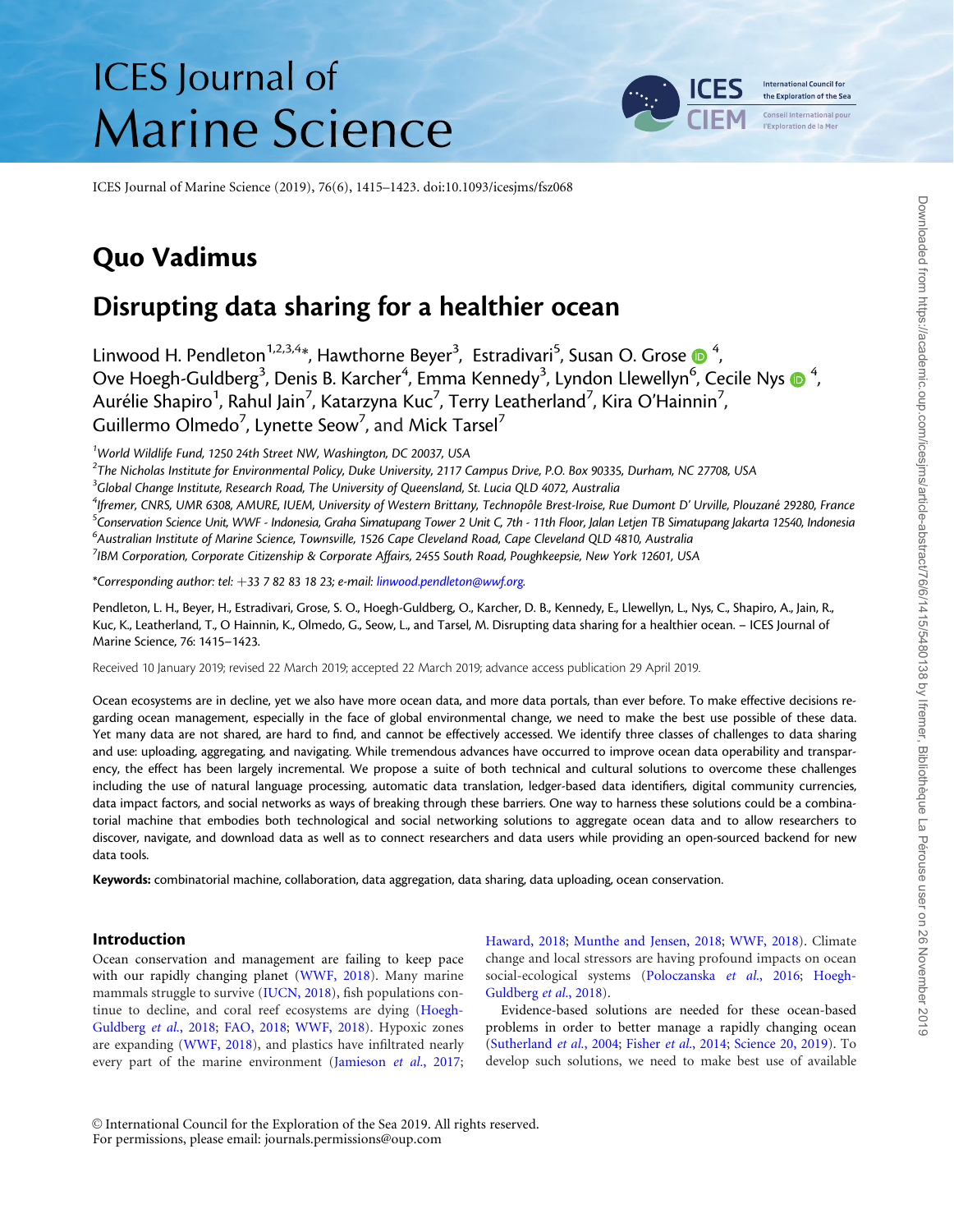ICES Journal of Marine Science (2019), 76(6), 1415–1423. doi:10.1093/icesjms/fsz068

# Quo Vadimus

## Disrupting data sharing for a healthier ocean

Linwood H. Pendleton[1,2,3,4]*, Hawthorne Beyer[3], Estradivari[5], Susan O. Grose[4], Ove Hoegh-Guldberg[3], Denis B. Karcher[4], Emma Kennedy[3], Lyndon Llewellyn[6], Cecile Nys[4], Aurélie Shapiro[1], Rahul Jain[7], Katarzyna Kuc[7], Terry Leatherland[7], Kira O'Hainnin[7], Guillermo Olmedo[7], Lynette Seow[7], and Mick Tarsel[7]

[1]*World Wildlife Fund, 1250 24th Street NW, Washington, DC 20037, USA*
[2]*The Nicholas Institute for Environmental Policy, Duke University, 2117 Campus Drive, P.O. Box 90335, Durham, NC 27708, USA*
[3]*Global Change Institute, Research Road, The University of Queensland, St. Lucia QLD 4072, Australia*
[4]*Ifremer, CNRS, UMR 6308, AMURE, IUEM, University of Western Brittany, Technopôle Brest-Iroise, Rue Dumont D' Urville, Plouzané 29280, France*
[5]*Conservation Science Unit, WWF - Indonesia, Graha Simatupang Tower 2 Unit C, 7th - 11th Floor, Jalan Letjen TB Simatupang Jakarta 12540, Indonesia*
[6]*Australian Institute of Marine Science, Townsville, 1526 Cape Cleveland Road, Cape Cleveland QLD 4810, Australia*
[7]*IBM Corporation, Corporate Citizenship & Corporate Affairs, 2455 South Road, Poughkeepsie, New York 12601, USA*

*Corresponding author: tel: +33 7 82 83 18 23; e-mail: linwood.pendleton@wwf.org.

Pendleton, L. H., Beyer, H., Estradivari, Grose, S. O., Hoegh-Guldberg, O., Karcher, D. B., Kennedy, E., Llewellyn, L., Nys, C., Shapiro, A., Jain, R., Kuc, K., Leatherland, T., O Hainnin, K., Olmedo, G., Seow, L., and Tarsel, M. Disrupting data sharing for a healthier ocean. – ICES Journal of Marine Science, 76: 1415–1423.

Received 10 January 2019; revised 22 March 2019; accepted 22 March 2019; advance access publication 29 April 2019.

Ocean ecosystems are in decline, yet we also have more ocean data, and more data portals, than ever before. To make effective decisions regarding ocean management, especially in the face of global environmental change, we need to make the best use possible of these data. Yet many data are not shared, are hard to find, and cannot be effectively accessed. We identify three classes of challenges to data sharing and use: uploading, aggregating, and navigating. While tremendous advances have occurred to improve ocean data operability and transparency, the effect has been largely incremental. We propose a suite of both technical and cultural solutions to overcome these challenges including the use of natural language processing, automatic data translation, ledger-based data identifiers, digital community currencies, data impact factors, and social networks as ways of breaking through these barriers. One way to harness these solutions could be a combinatorial machine that embodies both technological and social networking solutions to aggregate ocean data and to allow researchers to discover, navigate, and download data as well as to connect researchers and data users while providing an open-sourced backend for new data tools.

**Keywords:** combinatorial machine, collaboration, data aggregation, data sharing, data uploading, ocean conservation.

## Introduction

Ocean conservation and management are failing to keep pace with our rapidly changing planet (WWF, 2018). Many marine mammals struggle to survive (IUCN, 2018), fish populations continue to decline, and coral reef ecosystems are dying (Hoegh-Guldberg *et al.*, 2018; FAO, 2018; WWF, 2018). Hypoxic zones are expanding (WWF, 2018), and plastics have infiltrated nearly every part of the marine environment (Jamieson *et al.*, 2017; Haward, 2018; Munthe and Jensen, 2018; WWF, 2018). Climate change and local stressors are having profound impacts on ocean social-ecological systems (Poloczanska *et al.*, 2016; Hoegh-Guldberg *et al.*, 2018).

Evidence-based solutions are needed for these ocean-based problems in order to better manage a rapidly changing ocean (Sutherland *et al.*, 2004; Fisher *et al.*, 2014; Science 20, 2019). To develop such solutions, we need to make best use of available

© International Council for the Exploration of the Sea 2019. All rights reserved.
For permissions, please email: journals.permissions@oup.com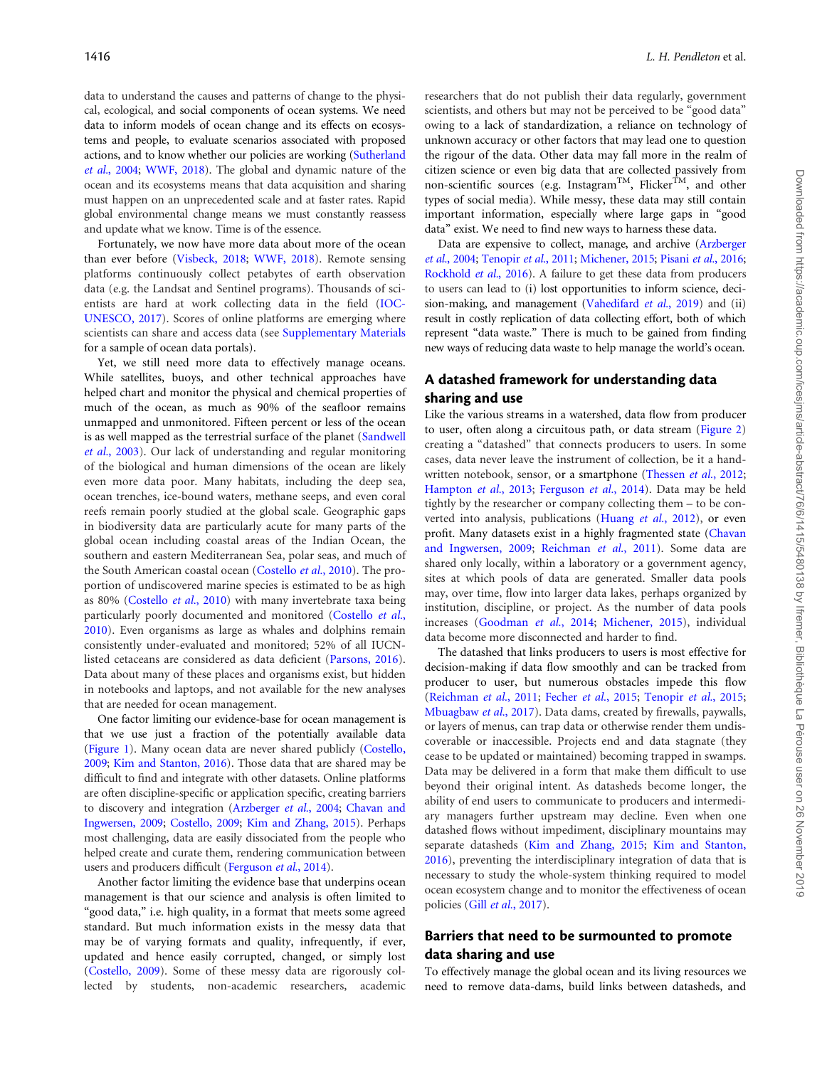data to understand the causes and patterns of change to the physical, ecological, and social components of ocean systems. We need data to inform models of ocean change and its effects on ecosystems and people, to evaluate scenarios associated with proposed actions, and to know whether our policies are working (Sutherland *et al.*, 2004; WWF, 2018). The global and dynamic nature of the ocean and its ecosystems means that data acquisition and sharing must happen on an unprecedented scale and at faster rates. Rapid global environmental change means we must constantly reassess and update what we know. Time is of the essence.

Fortunately, we now have more data about more of the ocean than ever before (Visbeck, 2018; WWF, 2018). Remote sensing platforms continuously collect petabytes of earth observation data (e.g. the Landsat and Sentinel programs). Thousands of scientists are hard at work collecting data in the field (IOC-UNESCO, 2017). Scores of online platforms are emerging where scientists can share and access data (see Supplementary Materials for a sample of ocean data portals).

Yet, we still need more data to effectively manage oceans. While satellites, buoys, and other technical approaches have helped chart and monitor the physical and chemical properties of much of the ocean, as much as 90% of the seafloor remains unmapped and unmonitored. Fifteen percent or less of the ocean is as well mapped as the terrestrial surface of the planet (Sandwell *et al.*, 2003). Our lack of understanding and regular monitoring of the biological and human dimensions of the ocean are likely even more data poor. Many habitats, including the deep sea, ocean trenches, ice-bound waters, methane seeps, and even coral reefs remain poorly studied at the global scale. Geographic gaps in biodiversity data are particularly acute for many parts of the global ocean including coastal areas of the Indian Ocean, the southern and eastern Mediterranean Sea, polar seas, and much of the South American coastal ocean (Costello *et al.*, 2010). The proportion of undiscovered marine species is estimated to be as high as 80% (Costello *et al.*, 2010) with many invertebrate taxa being particularly poorly documented and monitored (Costello *et al.*, 2010). Even organisms as large as whales and dolphins remain consistently under-evaluated and monitored; 52% of all IUCN-listed cetaceans are considered as data deficient (Parsons, 2016). Data about many of these places and organisms exist, but hidden in notebooks and laptops, and not available for the new analyses that are needed for ocean management.

One factor limiting our evidence-base for ocean management is that we use just a fraction of the potentially available data (Figure 1). Many ocean data are never shared publicly (Costello, 2009; Kim and Stanton, 2016). Those data that are shared may be difficult to find and integrate with other datasets. Online platforms are often discipline-specific or application specific, creating barriers to discovery and integration (Arzberger *et al.*, 2004; Chavan and Ingwersen, 2009; Costello, 2009; Kim and Zhang, 2015). Perhaps most challenging, data are easily dissociated from the people who helped create and curate them, rendering communication between users and producers difficult (Ferguson *et al.*, 2014).

Another factor limiting the evidence base that underpins ocean management is that our science and analysis is often limited to "good data," i.e. high quality, in a format that meets some agreed standard. But much information exists in the messy data that may be of varying formats and quality, infrequently, if ever, updated and hence easily corrupted, changed, or simply lost (Costello, 2009). Some of these messy data are rigorously collected by students, non-academic researchers, academic researchers that do not publish their data regularly, government scientists, and others but may not be perceived to be "good data" owing to a lack of standardization, a reliance on technology of unknown accuracy or other factors that may lead one to question the rigour of the data. Other data may fall more in the realm of citizen science or even big data that are collected passively from non-scientific sources (e.g. Instagram™, Flicker™, and other types of social media). While messy, these data may still contain important information, especially where large gaps in "good data" exist. We need to find new ways to harness these data.

Data are expensive to collect, manage, and archive (Arzberger *et al.*, 2004; Tenopir *et al.*, 2011; Michener, 2015; Pisani *et al.*, 2016; Rockhold *et al.*, 2016). A failure to get these data from producers to users can lead to (i) lost opportunities to inform science, decision-making, and management (Vahedifard *et al.*, 2019) and (ii) result in costly replication of data collecting effort, both of which represent "data waste." There is much to be gained from finding new ways of reducing data waste to help manage the world's ocean.

## A datashed framework for understanding data sharing and use

Like the various streams in a watershed, data flow from producer to user, often along a circuitous path, or data stream (Figure 2) creating a "datashed" that connects producers to users. In some cases, data never leave the instrument of collection, be it a handwritten notebook, sensor, or a smartphone (Thessen *et al.*, 2012; Hampton *et al.*, 2013; Ferguson *et al.*, 2014). Data may be held tightly by the researcher or company collecting them – to be converted into analysis, publications (Huang *et al.*, 2012), or even profit. Many datasets exist in a highly fragmented state (Chavan and Ingwersen, 2009; Reichman *et al.*, 2011). Some data are shared only locally, within a laboratory or a government agency, sites at which pools of data are generated. Smaller data pools may, over time, flow into larger data lakes, perhaps organized by institution, discipline, or project. As the number of data pools increases (Goodman *et al.*, 2014; Michener, 2015), individual data become more disconnected and harder to find.

The datashed that links producers to users is most effective for decision-making if data flow smoothly and can be tracked from producer to user, but numerous obstacles impede this flow (Reichman *et al.*, 2011; Fecher *et al.*, 2015; Tenopir *et al.*, 2015; Mbuagbaw *et al.*, 2017). Data dams, created by firewalls, paywalls, or layers of menus, can trap data or otherwise render them undiscoverable or inaccessible. Projects end and data stagnate (they cease to be updated or maintained) becoming trapped in swamps. Data may be delivered in a form that make them difficult to use beyond their original intent. As datasheds become longer, the ability of end users to communicate to producers and intermediary managers further upstream may decline. Even when one datashed flows without impediment, disciplinary mountains may separate datasheds (Kim and Zhang, 2015; Kim and Stanton, 2016), preventing the interdisciplinary integration of data that is necessary to study the whole-system thinking required to model ocean ecosystem change and to monitor the effectiveness of ocean policies (Gill *et al.*, 2017).

## Barriers that need to be surmounted to promote data sharing and use

To effectively manage the global ocean and its living resources we need to remove data-dams, build links between datasheds, and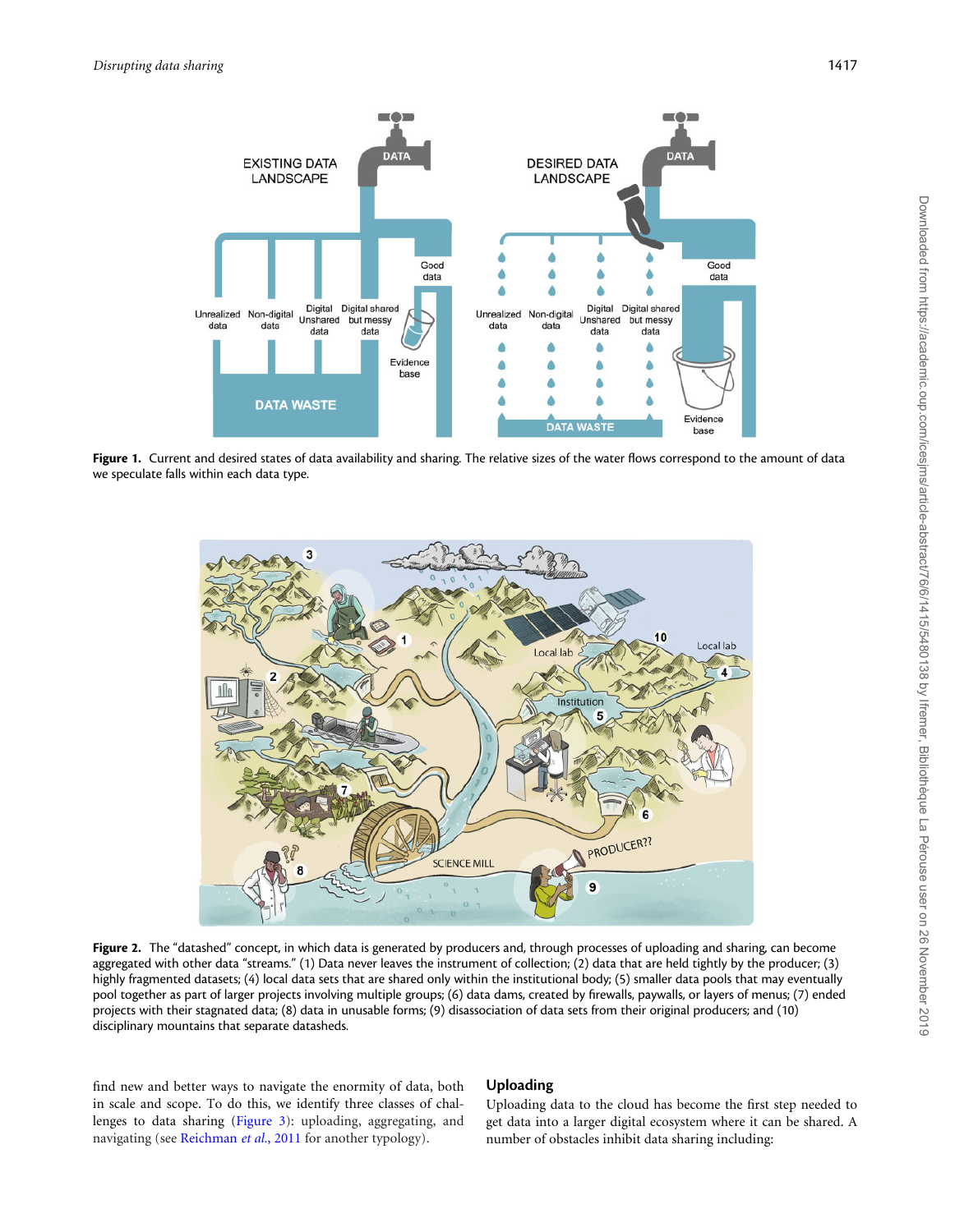EXISTING DATA LANDSCAPE

DATA

Good data

Unrealized data

Non-digital data

Digital Unshared data

Digital shared but messy data

Evidence base

DATA WASTE

DESIRED DATA LANDSCAPE

DATA

Good data

Unrealized data

Non-digital data

Digital Unshared data

Digital shared but messy data

Evidence base

DATA WASTE

**Figure 1.** Current and desired states of data availability and sharing. The relative sizes of the water flows correspond to the amount of data we speculate falls within each data type.

Local lab

Local lab

Institution

SCIENCE MILL

PRODUCER??

**Figure 2.** The "datashed" concept, in which data is generated by producers and, through processes of uploading and sharing, can become aggregated with other data "streams." (1) Data never leaves the instrument of collection; (2) data that are held tightly by the producer; (3) highly fragmented datasets; (4) local data sets that are shared only within the institutional body; (5) smaller data pools that may eventually pool together as part of larger projects involving multiple groups; (6) data dams, created by firewalls, paywalls, or layers of menus; (7) ended projects with their stagnated data; (8) data in unusable forms; (9) disassociation of data sets from their original producers; and (10) disciplinary mountains that separate datasheds.

find new and better ways to navigate the enormity of data, both in scale and scope. To do this, we identify three classes of challenges to data sharing (Figure 3): uploading, aggregating, and navigating (see Reichman *et al.*, 2011 for another typology).

## Uploading

Uploading data to the cloud has become the first step needed to get data into a larger digital ecosystem where it can be shared. A number of obstacles inhibit data sharing including: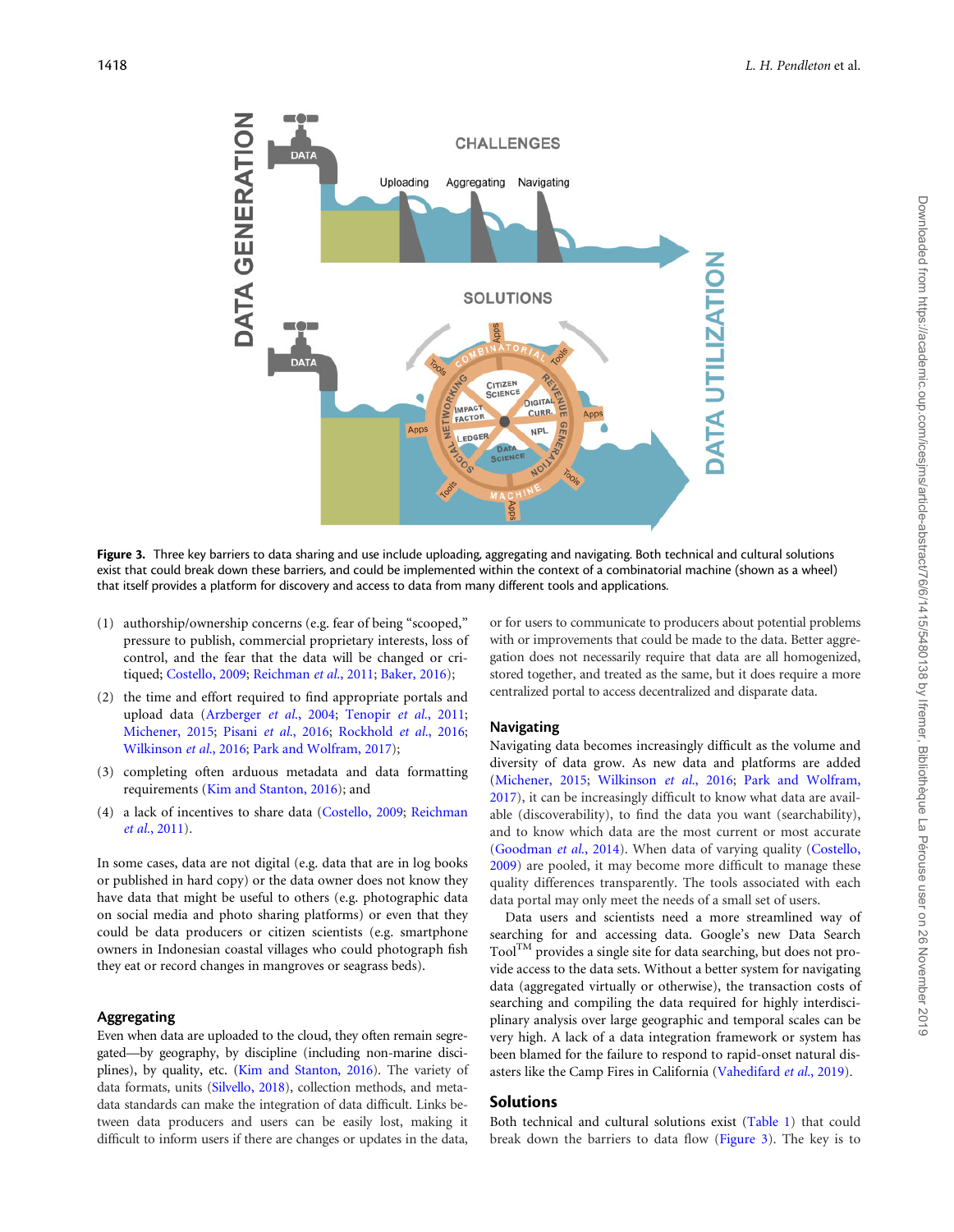DATA GENERATION

DATA

CHALLENGES

Uploading Aggregating Navigating

DATA UTILIZATION

SOLUTIONS

DATA

COMBINATORIAL MACHINE

SOCIAL NETWORKING

REVENUE GENERATION

CITIZEN SCIENCE

IMPACT FACTOR

DIGITAL CURR.

LEDGER

NPL

DATA SCIENCE

Apps

Tools

Apps

Tools

Apps

Tools

Apps

Tools

**Figure 3.** Three key barriers to data sharing and use include uploading, aggregating and navigating. Both technical and cultural solutions exist that could break down these barriers, and could be implemented within the context of a combinatorial machine (shown as a wheel) that itself provides a platform for discovery and access to data from many different tools and applications.

(1) authorship/ownership concerns (e.g. fear of being "scooped," pressure to publish, commercial proprietary interests, loss of control, and the fear that the data will be changed or critiqued; Costello, 2009; Reichman *et al.*, 2011; Baker, 2016);

(2) the time and effort required to find appropriate portals and upload data (Arzberger *et al.*, 2004; Tenopir *et al.*, 2011; Michener, 2015; Pisani *et al.*, 2016; Rockhold *et al.*, 2016; Wilkinson *et al.*, 2016; Park and Wolfram, 2017);

(3) completing often arduous metadata and data formatting requirements (Kim and Stanton, 2016); and

(4) a lack of incentives to share data (Costello, 2009; Reichman *et al.*, 2011).

In some cases, data are not digital (e.g. data that are in log books or published in hard copy) or the data owner does not know they have data that might be useful to others (e.g. photographic data on social media and photo sharing platforms) or even that they could be data producers or citizen scientists (e.g. smartphone owners in Indonesian coastal villages who could photograph fish they eat or record changes in mangroves or seagrass beds).

## Aggregating

Even when data are uploaded to the cloud, they often remain segregated—by geography, by discipline (including non-marine disciplines), by quality, etc. (Kim and Stanton, 2016). The variety of data formats, units (Silvello, 2018), collection methods, and metadata standards can make the integration of data difficult. Links between data producers and users can be easily lost, making it difficult to inform users if there are changes or updates in the data, or for users to communicate to producers about potential problems with or improvements that could be made to the data. Better aggregation does not necessarily require that data are all homogenized, stored together, and treated as the same, but it does require a more centralized portal to access decentralized and disparate data.

## Navigating

Navigating data becomes increasingly difficult as the volume and diversity of data grow. As new data and platforms are added (Michener, 2015; Wilkinson *et al.*, 2016; Park and Wolfram, 2017), it can be increasingly difficult to know what data are available (discoverability), to find the data you want (searchability), and to know which data are the most current or most accurate (Goodman *et al.*, 2014). When data of varying quality (Costello, 2009) are pooled, it may become more difficult to manage these quality differences transparently. The tools associated with each data portal may only meet the needs of a small set of users.

Data users and scientists need a more streamlined way of searching for and accessing data. Google's new Data Search Tool[TM] provides a single site for data searching, but does not provide access to the data sets. Without a better system for navigating data (aggregated virtually or otherwise), the transaction costs of searching and compiling the data required for highly interdisciplinary analysis over large geographic and temporal scales can be very high. A lack of a data integration framework or system has been blamed for the failure to respond to rapid-onset natural disasters like the Camp Fires in California (Vahedifard *et al.*, 2019).

## Solutions

Both technical and cultural solutions exist (Table 1) that could break down the barriers to data flow (Figure 3). The key is to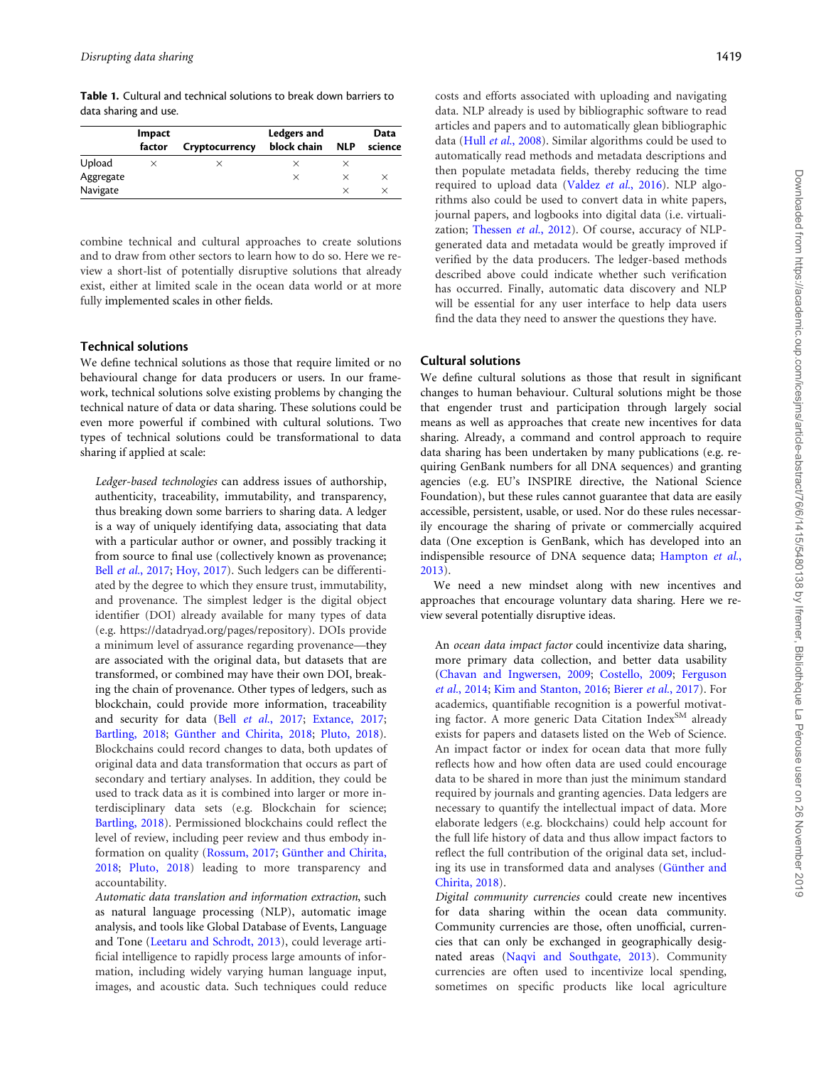**Table 1.** Cultural and technical solutions to break down barriers to data sharing and use.

| | Impact factor | Cryptocurrency | Ledgers and block chain | NLP | Data science |
|---|---|---|---|---|---|
| Upload | × | × | × | × | |
| Aggregate | | | × | × | × |
| Navigate | | | | × | × |

combine technical and cultural approaches to create solutions and to draw from other sectors to learn how to do so. Here we review a short-list of potentially disruptive solutions that already exist, either at limited scale in the ocean data world or at more fully implemented scales in other fields.

## Technical solutions

We define technical solutions as those that require limited or no behavioural change for data producers or users. In our framework, technical solutions solve existing problems by changing the technical nature of data or data sharing. These solutions could be even more powerful if combined with cultural solutions. Two types of technical solutions could be transformational to data sharing if applied at scale:

*Ledger-based technologies* can address issues of authorship, authenticity, traceability, immutability, and transparency, thus breaking down some barriers to sharing data. A ledger is a way of uniquely identifying data, associating that data with a particular author or owner, and possibly tracking it from source to final use (collectively known as provenance; Bell *et al.*, 2017; Hoy, 2017). Such ledgers can be differentiated by the degree to which they ensure trust, immutability, and provenance. The simplest ledger is the digital object identifier (DOI) already available for many types of data (e.g. https://datadryad.org/pages/repository). DOIs provide a minimum level of assurance regarding provenance—they are associated with the original data, but datasets that are transformed, or combined may have their own DOI, breaking the chain of provenance. Other types of ledgers, such as blockchain, could provide more information, traceability and security for data (Bell *et al.*, 2017; Extance, 2017; Bartling, 2018; Günther and Chirita, 2018; Pluto, 2018). Blockchains could record changes to data, both updates of original data and data transformation that occurs as part of secondary and tertiary analyses. In addition, they could be used to track data as it is combined into larger or more interdisciplinary data sets (e.g. Blockchain for science; Bartling, 2018). Permissioned blockchains could reflect the level of review, including peer review and thus embody information on quality (Rossum, 2017; Günther and Chirita, 2018; Pluto, 2018) leading to more transparency and accountability.

*Automatic data translation and information extraction*, such as natural language processing (NLP), automatic image analysis, and tools like Global Database of Events, Language and Tone (Leetaru and Schrodt, 2013), could leverage artificial intelligence to rapidly process large amounts of information, including widely varying human language input, images, and acoustic data. Such techniques could reduce costs and efforts associated with uploading and navigating data. NLP already is used by bibliographic software to read articles and papers and to automatically glean bibliographic data (Hull *et al.*, 2008). Similar algorithms could be used to automatically read methods and metadata descriptions and then populate metadata fields, thereby reducing the time required to upload data (Valdez *et al.*, 2016). NLP algorithms also could be used to convert data in white papers, journal papers, and logbooks into digital data (i.e. virtualization; Thessen *et al.*, 2012). Of course, accuracy of NLP-generated data and metadata would be greatly improved if verified by the data producers. The ledger-based methods described above could indicate whether such verification has occurred. Finally, automatic data discovery and NLP will be essential for any user interface to help data users find the data they need to answer the questions they have.

## Cultural solutions

We define cultural solutions as those that result in significant changes to human behaviour. Cultural solutions might be those that engender trust and participation through largely social means as well as approaches that create new incentives for data sharing. Already, a command and control approach to require data sharing has been undertaken by many publications (e.g. requiring GenBank numbers for all DNA sequences) and granting agencies (e.g. EU's INSPIRE directive, the National Science Foundation), but these rules cannot guarantee that data are easily accessible, persistent, usable, or used. Nor do these rules necessarily encourage the sharing of private or commercially acquired data (One exception is GenBank, which has developed into an indispensible resource of DNA sequence data; Hampton *et al.*, 2013).

We need a new mindset along with new incentives and approaches that encourage voluntary data sharing. Here we review several potentially disruptive ideas.

An *ocean data impact factor* could incentivize data sharing, more primary data collection, and better data usability (Chavan and Ingwersen, 2009; Costello, 2009; Ferguson *et al.*, 2014; Kim and Stanton, 2016; Bierer *et al.*, 2017). For academics, quantifiable recognition is a powerful motivating factor. A more generic Data Citation Index$^{SM}$ already exists for papers and datasets listed on the Web of Science. An impact factor or index for ocean data that more fully reflects how and how often data are used could encourage data to be shared in more than just the minimum standard required by journals and granting agencies. Data ledgers are necessary to quantify the intellectual impact of data. More elaborate ledgers (e.g. blockchains) could help account for the full life history of data and thus allow impact factors to reflect the full contribution of the original data set, including its use in transformed data and analyses (Günther and Chirita, 2018).

*Digital community currencies* could create new incentives for data sharing within the ocean data community. Community currencies are those, often unofficial, currencies that can only be exchanged in geographically designated areas (Naqvi and Southgate, 2013). Community currencies are often used to incentivize local spending, sometimes on specific products like local agriculture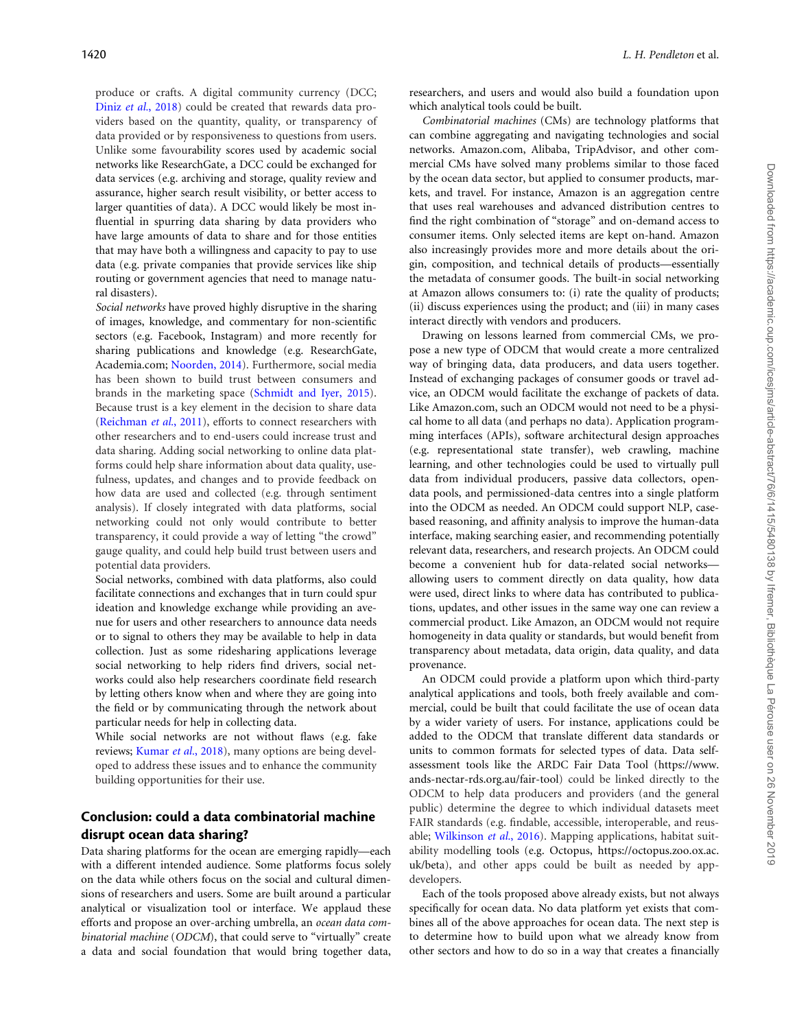produce or crafts. A digital community currency (DCC; Diniz *et al.*, 2018) could be created that rewards data providers based on the quantity, quality, or transparency of data provided or by responsiveness to questions from users. Unlike some favourability scores used by academic social networks like ResearchGate, a DCC could be exchanged for data services (e.g. archiving and storage, quality review and assurance, higher search result visibility, or better access to larger quantities of data). A DCC would likely be most influential in spurring data sharing by data providers who have large amounts of data to share and for those entities that may have both a willingness and capacity to pay to use data (e.g. private companies that provide services like ship routing or government agencies that need to manage natural disasters).

*Social networks* have proved highly disruptive in the sharing of images, knowledge, and commentary for non-scientific sectors (e.g. Facebook, Instagram) and more recently for sharing publications and knowledge (e.g. ResearchGate, Academia.com; Noorden, 2014). Furthermore, social media has been shown to build trust between consumers and brands in the marketing space (Schmidt and Iyer, 2015). Because trust is a key element in the decision to share data (Reichman *et al.*, 2011), efforts to connect researchers with other researchers and to end-users could increase trust and data sharing. Adding social networking to online data platforms could help share information about data quality, usefulness, updates, and changes and to provide feedback on how data are used and collected (e.g. through sentiment analysis). If closely integrated with data platforms, social networking could not only would contribute to better transparency, it could provide a way of letting "the crowd" gauge quality, and could help build trust between users and potential data providers.

Social networks, combined with data platforms, also could facilitate connections and exchanges that in turn could spur ideation and knowledge exchange while providing an avenue for users and other researchers to announce data needs or to signal to others they may be available to help in data collection. Just as some ridesharing applications leverage social networking to help riders find drivers, social networks could also help researchers coordinate field research by letting others know when and where they are going into the field or by communicating through the network about particular needs for help in collecting data.

While social networks are not without flaws (e.g. fake reviews; Kumar *et al.*, 2018), many options are being developed to address these issues and to enhance the community building opportunities for their use.

## Conclusion: could a data combinatorial machine disrupt ocean data sharing?

Data sharing platforms for the ocean are emerging rapidly—each with a different intended audience. Some platforms focus solely on the data while others focus on the social and cultural dimensions of researchers and users. Some are built around a particular analytical or visualization tool or interface. We applaud these efforts and propose an over-arching umbrella, an *ocean data combinatorial machine* (*ODCM*), that could serve to "virtually" create a data and social foundation that would bring together data, researchers, and users and would also build a foundation upon which analytical tools could be built.

*Combinatorial machines* (CMs) are technology platforms that can combine aggregating and navigating technologies and social networks. Amazon.com, Alibaba, TripAdvisor, and other commercial CMs have solved many problems similar to those faced by the ocean data sector, but applied to consumer products, markets, and travel. For instance, Amazon is an aggregation centre that uses real warehouses and advanced distribution centres to find the right combination of "storage" and on-demand access to consumer items. Only selected items are kept on-hand. Amazon also increasingly provides more and more details about the origin, composition, and technical details of products—essentially the metadata of consumer goods. The built-in social networking at Amazon allows consumers to: (i) rate the quality of products; (ii) discuss experiences using the product; and (iii) in many cases interact directly with vendors and producers.

Drawing on lessons learned from commercial CMs, we propose a new type of ODCM that would create a more centralized way of bringing data, data producers, and data users together. Instead of exchanging packages of consumer goods or travel advice, an ODCM would facilitate the exchange of packets of data. Like Amazon.com, such an ODCM would not need to be a physical home to all data (and perhaps no data). Application programming interfaces (APIs), software architectural design approaches (e.g. representational state transfer), web crawling, machine learning, and other technologies could be used to virtually pull data from individual producers, passive data collectors, open-data pools, and permissioned-data centres into a single platform into the ODCM as needed. An ODCM could support NLP, case-based reasoning, and affinity analysis to improve the human-data interface, making searching easier, and recommending potentially relevant data, researchers, and research projects. An ODCM could become a convenient hub for data-related social networks—allowing users to comment directly on data quality, how data were used, direct links to where data has contributed to publications, updates, and other issues in the same way one can review a commercial product. Like Amazon, an ODCM would not require homogeneity in data quality or standards, but would benefit from transparency about metadata, data origin, data quality, and data provenance.

An ODCM could provide a platform upon which third-party analytical applications and tools, both freely available and commercial, could be built that could facilitate the use of ocean data by a wider variety of users. For instance, applications could be added to the ODCM that translate different data standards or units to common formats for selected types of data. Data self-assessment tools like the ARDC Fair Data Tool (https://www.ands-nectar-rds.org.au/fair-tool) could be linked directly to the ODCM to help data producers and providers (and the general public) determine the degree to which individual datasets meet FAIR standards (e.g. findable, accessible, interoperable, and reusable; Wilkinson *et al.*, 2016). Mapping applications, habitat suitability modelling tools (e.g. Octopus, https://octopus.zoo.ox.ac.uk/beta), and other apps could be built as needed by app-developers.

Each of the tools proposed above already exists, but not always specifically for ocean data. No data platform yet exists that combines all of the above approaches for ocean data. The next step is to determine how to build upon what we already know from other sectors and how to do so in a way that creates a financially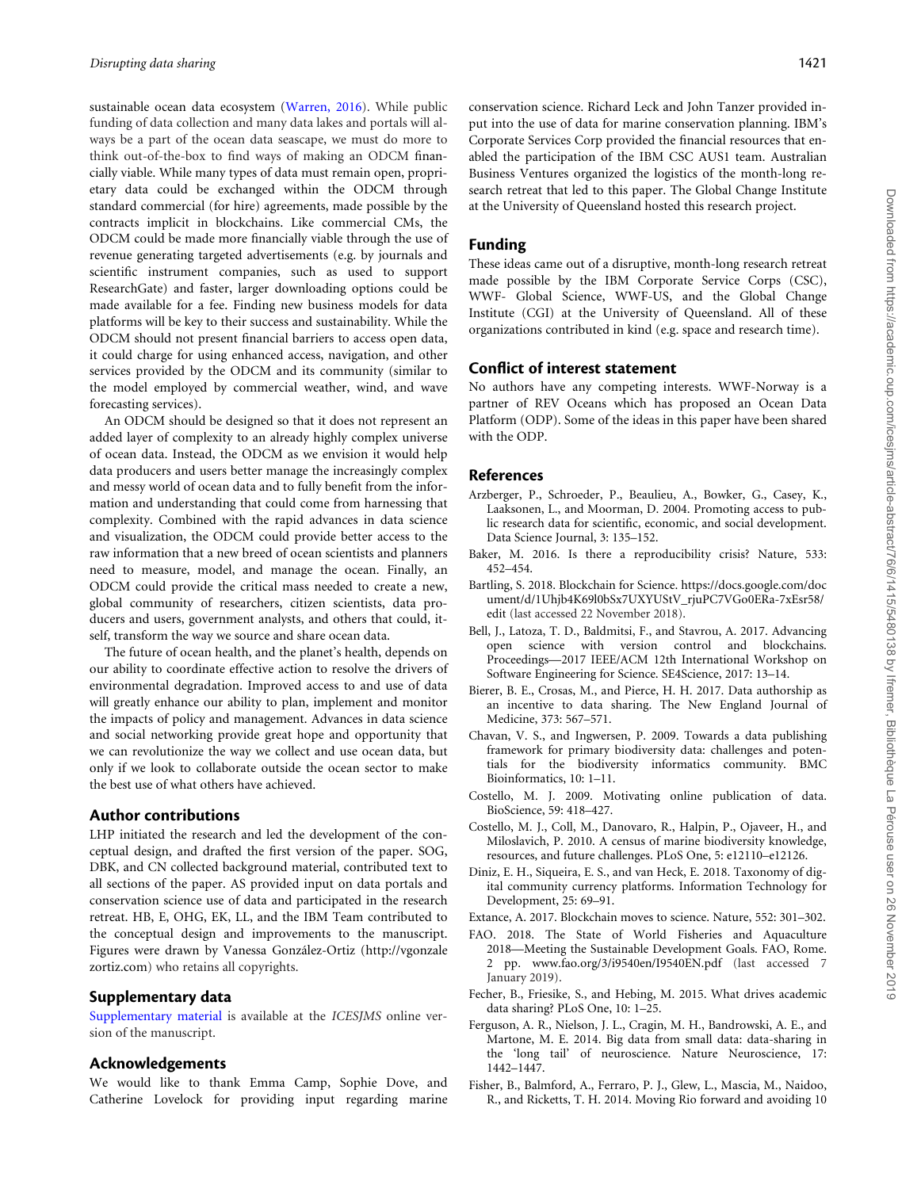sustainable ocean data ecosystem (Warren, 2016). While public funding of data collection and many data lakes and portals will always be a part of the ocean data seascape, we must do more to think out-of-the-box to find ways of making an ODCM financially viable. While many types of data must remain open, proprietary data could be exchanged within the ODCM through standard commercial (for hire) agreements, made possible by the contracts implicit in blockchains. Like commercial CMs, the ODCM could be made more financially viable through the use of revenue generating targeted advertisements (e.g. by journals and scientific instrument companies, such as used to support ResearchGate) and faster, larger downloading options could be made available for a fee. Finding new business models for data platforms will be key to their success and sustainability. While the ODCM should not present financial barriers to access open data, it could charge for using enhanced access, navigation, and other services provided by the ODCM and its community (similar to the model employed by commercial weather, wind, and wave forecasting services).

An ODCM should be designed so that it does not represent an added layer of complexity to an already highly complex universe of ocean data. Instead, the ODCM as we envision it would help data producers and users better manage the increasingly complex and messy world of ocean data and to fully benefit from the information and understanding that could come from harnessing that complexity. Combined with the rapid advances in data science and visualization, the ODCM could provide better access to the raw information that a new breed of ocean scientists and planners need to measure, model, and manage the ocean. Finally, an ODCM could provide the critical mass needed to create a new, global community of researchers, citizen scientists, data producers and users, government analysts, and others that could, itself, transform the way we source and share ocean data.

The future of ocean health, and the planet's health, depends on our ability to coordinate effective action to resolve the drivers of environmental degradation. Improved access to and use of data will greatly enhance our ability to plan, implement and monitor the impacts of policy and management. Advances in data science and social networking provide great hope and opportunity that we can revolutionize the way we collect and use ocean data, but only if we look to collaborate outside the ocean sector to make the best use of what others have achieved.

## Author contributions

LHP initiated the research and led the development of the conceptual design, and drafted the first version of the paper. SOG, DBK, and CN collected background material, contributed text to all sections of the paper. AS provided input on data portals and conservation science use of data and participated in the research retreat. HB, E, OHG, EK, LL, and the IBM Team contributed to the conceptual design and improvements to the manuscript. Figures were drawn by Vanessa González-Ortiz (http://vgonzalezortiz.com) who retains all copyrights.

## Supplementary data

Supplementary material is available at the *ICESJMS* online version of the manuscript.

## Acknowledgements

We would like to thank Emma Camp, Sophie Dove, and Catherine Lovelock for providing input regarding marine conservation science. Richard Leck and John Tanzer provided input into the use of data for marine conservation planning. IBM's Corporate Services Corp provided the financial resources that enabled the participation of the IBM CSC AUS1 team. Australian Business Ventures organized the logistics of the month-long research retreat that led to this paper. The Global Change Institute at the University of Queensland hosted this research project.

## Funding

These ideas came out of a disruptive, month-long research retreat made possible by the IBM Corporate Service Corps (CSC), WWF- Global Science, WWF-US, and the Global Change Institute (CGI) at the University of Queensland. All of these organizations contributed in kind (e.g. space and research time).

## Conflict of interest statement

No authors have any competing interests. WWF-Norway is a partner of REV Oceans which has proposed an Ocean Data Platform (ODP). Some of the ideas in this paper have been shared with the ODP.

## References

Arzberger, P., Schroeder, P., Beaulieu, A., Bowker, G., Casey, K., Laaksonen, L., and Moorman, D. 2004. Promoting access to public research data for scientific, economic, and social development. Data Science Journal, 3: 135–152.

Baker, M. 2016. Is there a reproducibility crisis? Nature, 533: 452–454.

Bartling, S. 2018. Blockchain for Science. https://docs.google.com/document/d/1Uhjb4K69l0bSx7UXYUStV_rjuPC7VGo0ERa-7xEsr58/edit (last accessed 22 November 2018).

Bell, J., Latoza, T. D., Baldmitsi, F., and Stavrou, A. 2017. Advancing open science with version control and blockchains. Proceedings—2017 IEEE/ACM 12th International Workshop on Software Engineering for Science. SE4Science, 2017: 13–14.

Bierer, B. E., Crosas, M., and Pierce, H. H. 2017. Data authorship as an incentive to data sharing. The New England Journal of Medicine, 373: 567–571.

Chavan, V. S., and Ingwersen, P. 2009. Towards a data publishing framework for primary biodiversity data: challenges and potentials for the biodiversity informatics community. BMC Bioinformatics, 10: 1–11.

Costello, M. J. 2009. Motivating online publication of data. BioScience, 59: 418–427.

Costello, M. J., Coll, M., Danovaro, R., Halpin, P., Ojaveer, H., and Miloslavich, P. 2010. A census of marine biodiversity knowledge, resources, and future challenges. PLoS One, 5: e12110–e12126.

Diniz, E. H., Siqueira, E. S., and van Heck, E. 2018. Taxonomy of digital community currency platforms. Information Technology for Development, 25: 69–91.

Extance, A. 2017. Blockchain moves to science. Nature, 552: 301–302.

FAO. 2018. The State of World Fisheries and Aquaculture 2018—Meeting the Sustainable Development Goals. FAO, Rome. 2 pp. www.fao.org/3/i9540en/I9540EN.pdf (last accessed 7 January 2019).

Fecher, B., Friesike, S., and Hebing, M. 2015. What drives academic data sharing? PLoS One, 10: 1–25.

Ferguson, A. R., Nielson, J. L., Cragin, M. H., Bandrowski, A. E., and Martone, M. E. 2014. Big data from small data: data-sharing in the 'long tail' of neuroscience. Nature Neuroscience, 17: 1442–1447.

Fisher, B., Balmford, A., Ferraro, P. J., Glew, L., Mascia, M., Naidoo, R., and Ricketts, T. H. 2014. Moving Rio forward and avoiding 10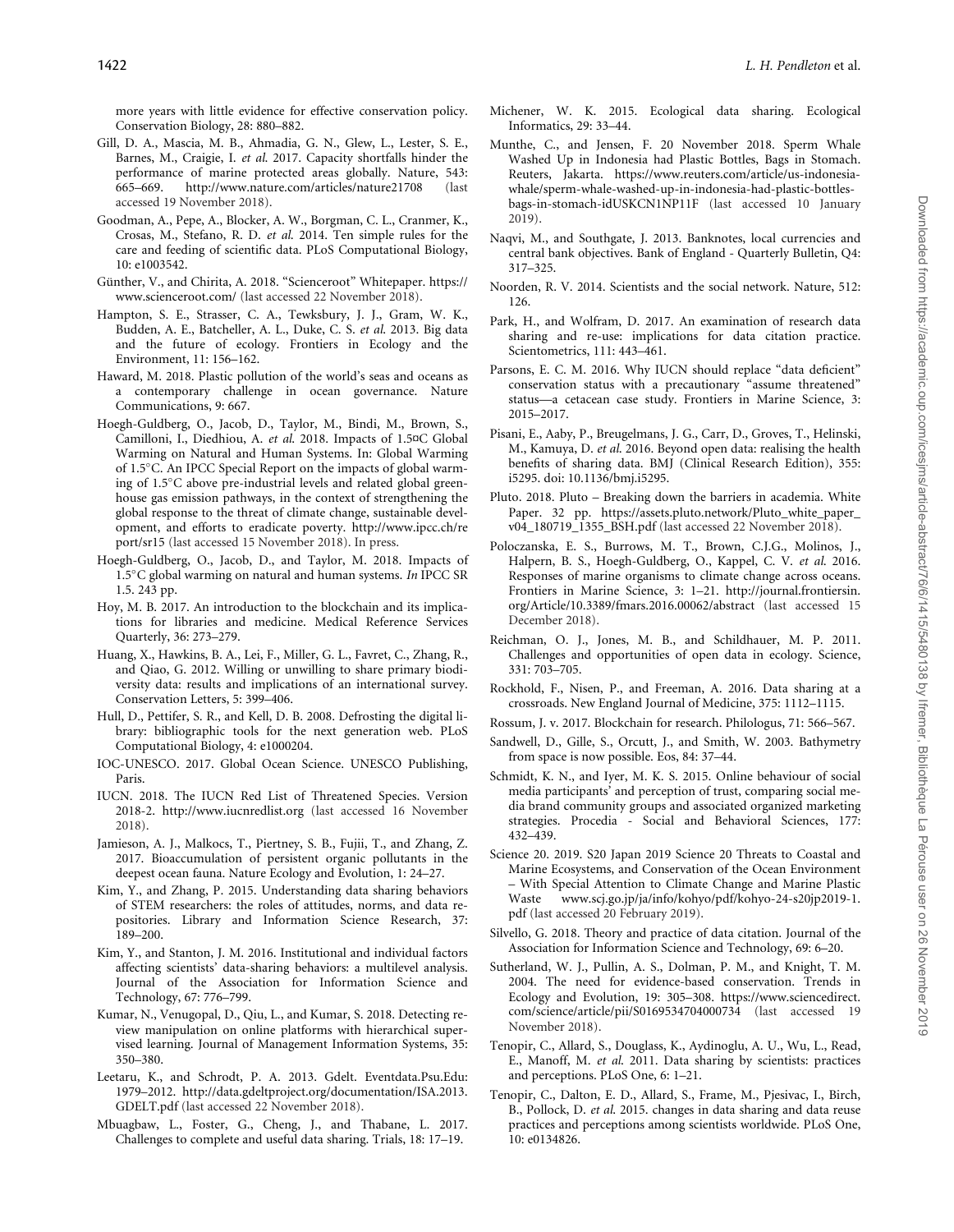more years with little evidence for effective conservation policy. Conservation Biology, 28: 880–882.

Gill, D. A., Mascia, M. B., Ahmadia, G. N., Glew, L., Lester, S. E., Barnes, M., Craigie, I. *et al.* 2017. Capacity shortfalls hinder the performance of marine protected areas globally. Nature, 543: 665–669. http://www.nature.com/articles/nature21708 (last accessed 19 November 2018).

Goodman, A., Pepe, A., Blocker, A. W., Borgman, C. L., Cranmer, K., Crosas, M., Stefano, R. D. *et al.* 2014. Ten simple rules for the care and feeding of scientific data. PLoS Computational Biology, 10: e1003542.

Günther, V., and Chirita, A. 2018. "Scienceroot" Whitepaper. https://www.scienceroot.com/ (last accessed 22 November 2018).

Hampton, S. E., Strasser, C. A., Tewksbury, J. J., Gram, W. K., Budden, A. E., Batcheller, A. L., Duke, C. S. *et al.* 2013. Big data and the future of ecology. Frontiers in Ecology and the Environment, 11: 156–162.

Haward, M. 2018. Plastic pollution of the world's seas and oceans as a contemporary challenge in ocean governance. Nature Communications, 9: 667.

Hoegh-Guldberg, O., Jacob, D., Taylor, M., Bindi, M., Brown, S., Camilloni, I., Diedhiou, A. *et al.* 2018. Impacts of 1.5¤C Global Warming on Natural and Human Systems. In: Global Warming of 1.5°C. An IPCC Special Report on the impacts of global warming of 1.5°C above pre-industrial levels and related global greenhouse gas emission pathways, in the context of strengthening the global response to the threat of climate change, sustainable development, and efforts to eradicate poverty. http://www.ipcc.ch/report/sr15 (last accessed 15 November 2018). In press.

Hoegh-Guldberg, O., Jacob, D., and Taylor, M. 2018. Impacts of 1.5°C global warming on natural and human systems. *In* IPCC SR 1.5. 243 pp.

Hoy, M. B. 2017. An introduction to the blockchain and its implications for libraries and medicine. Medical Reference Services Quarterly, 36: 273–279.

Huang, X., Hawkins, B. A., Lei, F., Miller, G. L., Favret, C., Zhang, R., and Qiao, G. 2012. Willing or unwilling to share primary biodiversity data: results and implications of an international survey. Conservation Letters, 5: 399–406.

Hull, D., Pettifer, S. R., and Kell, D. B. 2008. Defrosting the digital library: bibliographic tools for the next generation web. PLoS Computational Biology, 4: e1000204.

IOC-UNESCO. 2017. Global Ocean Science. UNESCO Publishing, Paris.

IUCN. 2018. The IUCN Red List of Threatened Species. Version 2018-2. http://www.iucnredlist.org (last accessed 16 November 2018).

Jamieson, A. J., Malkocs, T., Piertney, S. B., Fujii, T., and Zhang, Z. 2017. Bioaccumulation of persistent organic pollutants in the deepest ocean fauna. Nature Ecology and Evolution, 1: 24–27.

Kim, Y., and Zhang, P. 2015. Understanding data sharing behaviors of STEM researchers: the roles of attitudes, norms, and data repositories. Library and Information Science Research, 37: 189–200.

Kim, Y., and Stanton, J. M. 2016. Institutional and individual factors affecting scientists' data-sharing behaviors: a multilevel analysis. Journal of the Association for Information Science and Technology, 67: 776–799.

Kumar, N., Venugopal, D., Qiu, L., and Kumar, S. 2018. Detecting review manipulation on online platforms with hierarchical supervised learning. Journal of Management Information Systems, 35: 350–380.

Leetaru, K., and Schrodt, P. A. 2013. Gdelt. Eventdata.Psu.Edu: 1979–2012. http://data.gdeltproject.org/documentation/ISA.2013.GDELT.pdf (last accessed 22 November 2018).

Mbuagbaw, L., Foster, G., Cheng, J., and Thabane, L. 2017. Challenges to complete and useful data sharing. Trials, 18: 17–19.

Michener, W. K. 2015. Ecological data sharing. Ecological Informatics, 29: 33–44.

Munthe, C., and Jensen, F. 20 November 2018. Sperm Whale Washed Up in Indonesia had Plastic Bottles, Bags in Stomach. Reuters, Jakarta. https://www.reuters.com/article/us-indonesia-whale/sperm-whale-washed-up-in-indonesia-had-plastic-bottles-bags-in-stomach-idUSKCN1NP11F (last accessed 10 January 2019).

Naqvi, M., and Southgate, J. 2013. Banknotes, local currencies and central bank objectives. Bank of England - Quarterly Bulletin, Q4: 317–325.

Noorden, R. V. 2014. Scientists and the social network. Nature, 512: 126.

Park, H., and Wolfram, D. 2017. An examination of research data sharing and re-use: implications for data citation practice. Scientometrics, 111: 443–461.

Parsons, E. C. M. 2016. Why IUCN should replace "data deficient" conservation status with a precautionary "assume threatened" status—a cetacean case study. Frontiers in Marine Science, 3: 2015–2017.

Pisani, E., Aaby, P., Breugelmans, J. G., Carr, D., Groves, T., Helinski, M., Kamuya, D. *et al.* 2016. Beyond open data: realising the health benefits of sharing data. BMJ (Clinical Research Edition), 355: i5295. doi: 10.1136/bmj.i5295.

Pluto. 2018. Pluto – Breaking down the barriers in academia. White Paper. 32 pp. https://assets.pluto.network/Pluto_white_paper_v04_180719_1355_BSH.pdf (last accessed 22 November 2018).

Poloczanska, E. S., Burrows, M. T., Brown, C.J.G., Molinos, J., Halpern, B. S., Hoegh-Guldberg, O., Kappel, C. V. *et al.* 2016. Responses of marine organisms to climate change across oceans. Frontiers in Marine Science, 3: 1–21. http://journal.frontiersin.org/Article/10.3389/fmars.2016.00062/abstract (last accessed 15 December 2018).

Reichman, O. J., Jones, M. B., and Schildhauer, M. P. 2011. Challenges and opportunities of open data in ecology. Science, 331: 703–705.

Rockhold, F., Nisen, P., and Freeman, A. 2016. Data sharing at a crossroads. New England Journal of Medicine, 375: 1112–1115.

Rossum, J. v. 2017. Blockchain for research. Philologus, 71: 566–567.

Sandwell, D., Gille, S., Orcutt, J., and Smith, W. 2003. Bathymetry from space is now possible. Eos, 84: 37–44.

Schmidt, K. N., and Iyer, M. K. S. 2015. Online behaviour of social media participants' and perception of trust, comparing social media brand community groups and associated organized marketing strategies. Procedia - Social and Behavioral Sciences, 177: 432–439.

Science 20. 2019. S20 Japan 2019 Science 20 Threats to Coastal and Marine Ecosystems, and Conservation of the Ocean Environment – With Special Attention to Climate Change and Marine Plastic Waste www.scj.go.jp/ja/info/kohyo/pdf/kohyo-24-s20jp2019-1.pdf (last accessed 20 February 2019).

Silvello, G. 2018. Theory and practice of data citation. Journal of the Association for Information Science and Technology, 69: 6–20.

Sutherland, W. J., Pullin, A. S., Dolman, P. M., and Knight, T. M. 2004. The need for evidence-based conservation. Trends in Ecology and Evolution, 19: 305–308. https://www.sciencedirect.com/science/article/pii/S0169534704000734 (last accessed 19 November 2018).

Tenopir, C., Allard, S., Douglass, K., Aydinoglu, A. U., Wu, L., Read, E., Manoff, M. *et al.* 2011. Data sharing by scientists: practices and perceptions. PLoS One, 6: 1–21.

Tenopir, C., Dalton, E. D., Allard, S., Frame, M., Pjesivac, I., Birch, B., Pollock, D. *et al.* 2015. changes in data sharing and data reuse practices and perceptions among scientists worldwide. PLoS One, 10: e0134826.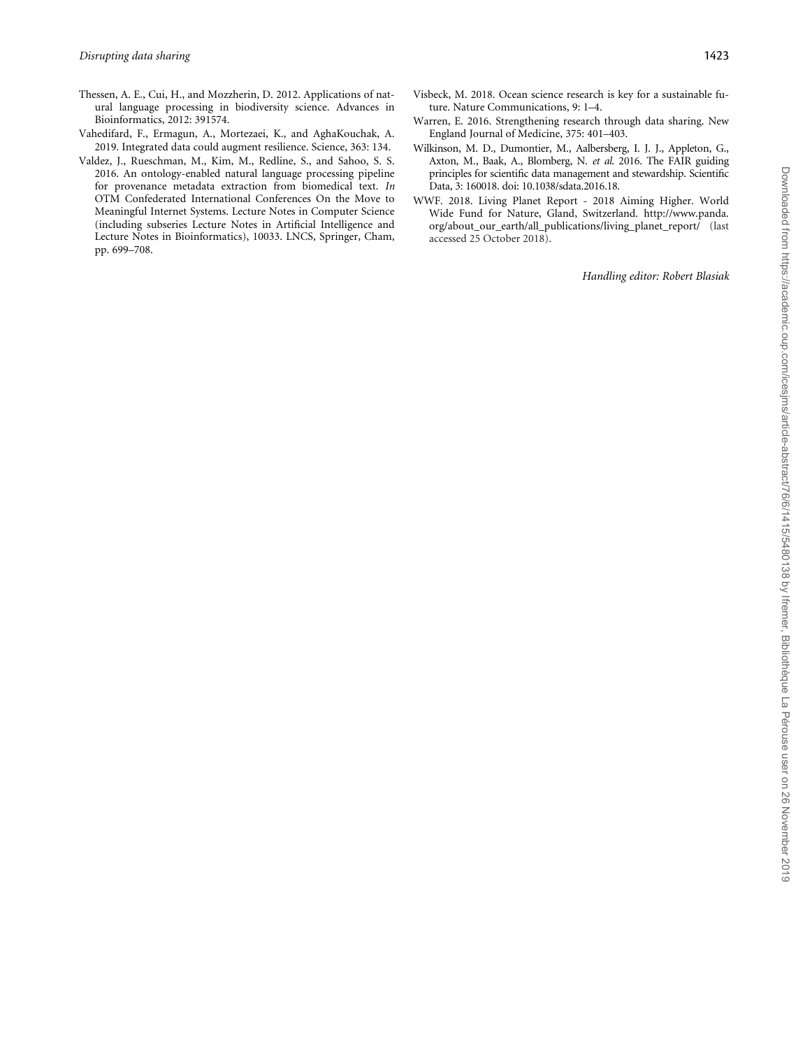Thessen, A. E., Cui, H., and Mozzherin, D. 2012. Applications of natural language processing in biodiversity science. Advances in Bioinformatics, 2012: 391574.

Vahedifard, F., Ermagun, A., Mortezaei, K., and AghaKouchak, A. 2019. Integrated data could augment resilience. Science, 363: 134.

Valdez, J., Rueschman, M., Kim, M., Redline, S., and Sahoo, S. S. 2016. An ontology-enabled natural language processing pipeline for provenance metadata extraction from biomedical text. *In* OTM Confederated International Conferences On the Move to Meaningful Internet Systems. Lecture Notes in Computer Science (including subseries Lecture Notes in Artificial Intelligence and Lecture Notes in Bioinformatics), 10033. LNCS, Springer, Cham, pp. 699–708.

Visbeck, M. 2018. Ocean science research is key for a sustainable future. Nature Communications, 9: 1–4.

Warren, E. 2016. Strengthening research through data sharing. New England Journal of Medicine, 375: 401–403.

Wilkinson, M. D., Dumontier, M., Aalbersberg, I. J. J., Appleton, G., Axton, M., Baak, A., Blomberg, N. *et al*. 2016. The FAIR guiding principles for scientific data management and stewardship. Scientific Data, 3: 160018. doi: 10.1038/sdata.2016.18.

WWF. 2018. Living Planet Report - 2018 Aiming Higher. World Wide Fund for Nature, Gland, Switzerland. http://www.panda.org/about_our_earth/all_publications/living_planet_report/ (last accessed 25 October 2018).

*Handling editor: Robert Blasiak*